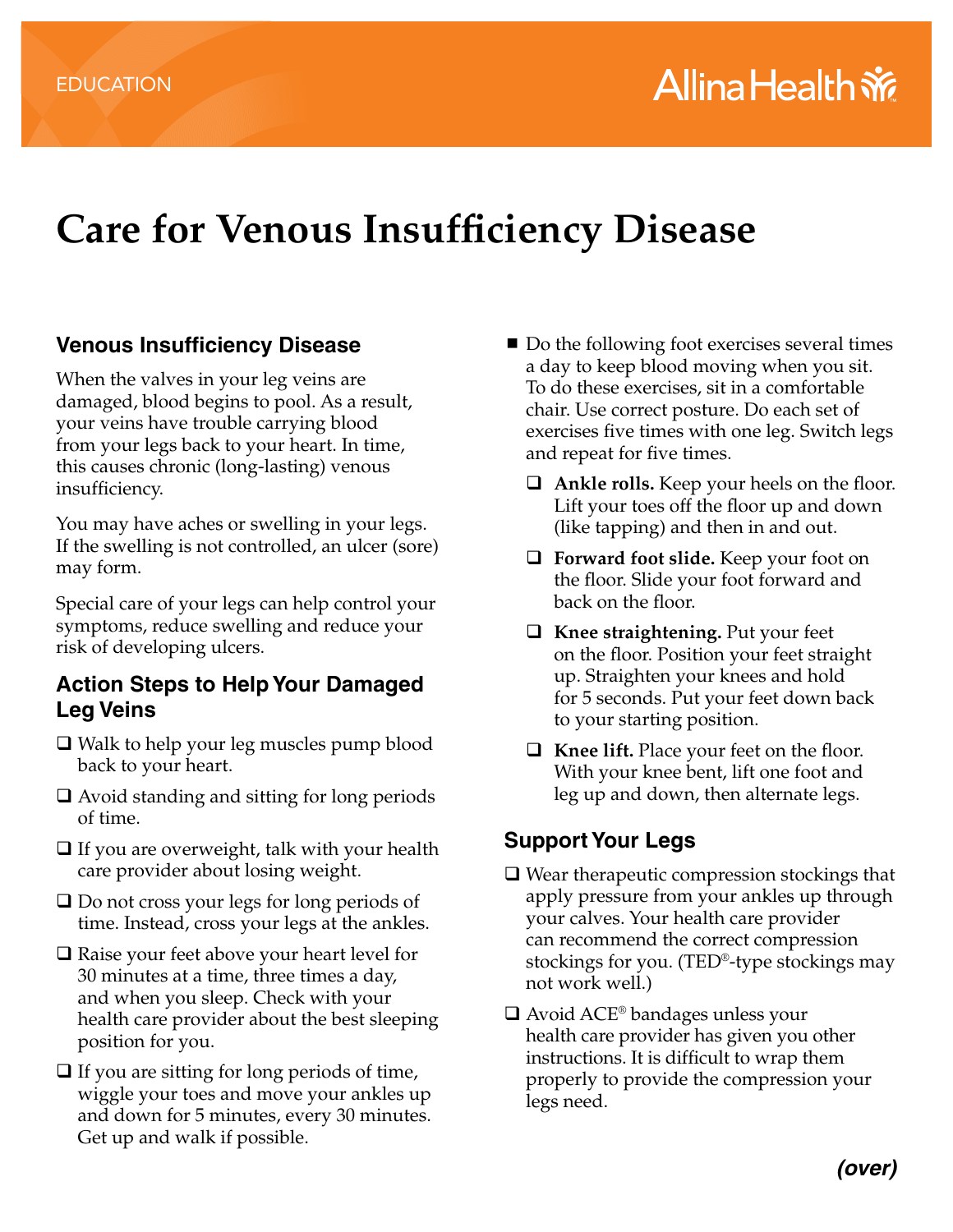EDUCATION

Allina Health

# Care for Venous Insufficiency Disease

## Venous Insufficiency Disease

When the valves in your leg veins are damaged, blood begins to pool. As a result, your veins have trouble carrying blood from your legs back to your heart. In time, this causes chronic (long-lasting) venous insufficiency.

You may have aches or swelling in your legs. If the swelling is not controlled, an ulcer (sore) may form.

Special care of your legs can help control your symptoms, reduce swelling and reduce your risk of developing ulcers.

## Action Steps to Help Your Damaged Leg Veins

- ❑ Walk to help your leg muscles pump blood back to your heart.
- ❑ Avoid standing and sitting for long periods of time.
- ❑ If you are overweight, talk with your health care provider about losing weight.
- ❑ Do not cross your legs for long periods of time. Instead, cross your legs at the ankles.
- ❑ Raise your feet above your heart level for 30 minutes at a time, three times a day, and when you sleep. Check with your health care provider about the best sleeping position for you.
- ❑ If you are sitting for long periods of time, wiggle your toes and move your ankles up and down for 5 minutes, every 30 minutes. Get up and walk if possible.

- Do the following foot exercises several times a day to keep blood moving when you sit. To do these exercises, sit in a comfortable chair. Use correct posture. Do each set of exercises five times with one leg. Switch legs and repeat for five times.
  - ❑ **Ankle rolls.** Keep your heels on the floor. Lift your toes off the floor up and down (like tapping) and then in and out.
  - ❑ **Forward foot slide.** Keep your foot on the floor. Slide your foot forward and back on the floor.
  - ❑ **Knee straightening.** Put your feet on the floor. Position your feet straight up. Straighten your knees and hold for 5 seconds. Put your feet down back to your starting position.
  - ❑ **Knee lift.** Place your feet on the floor. With your knee bent, lift one foot and leg up and down, then alternate legs.

## Support Your Legs

- ❑ Wear therapeutic compression stockings that apply pressure from your ankles up through your calves. Your health care provider can recommend the correct compression stockings for you. (TED®-type stockings may not work well.)
- ❑ Avoid ACE® bandages unless your health care provider has given you other instructions. It is difficult to wrap them properly to provide the compression your legs need.

***(over)***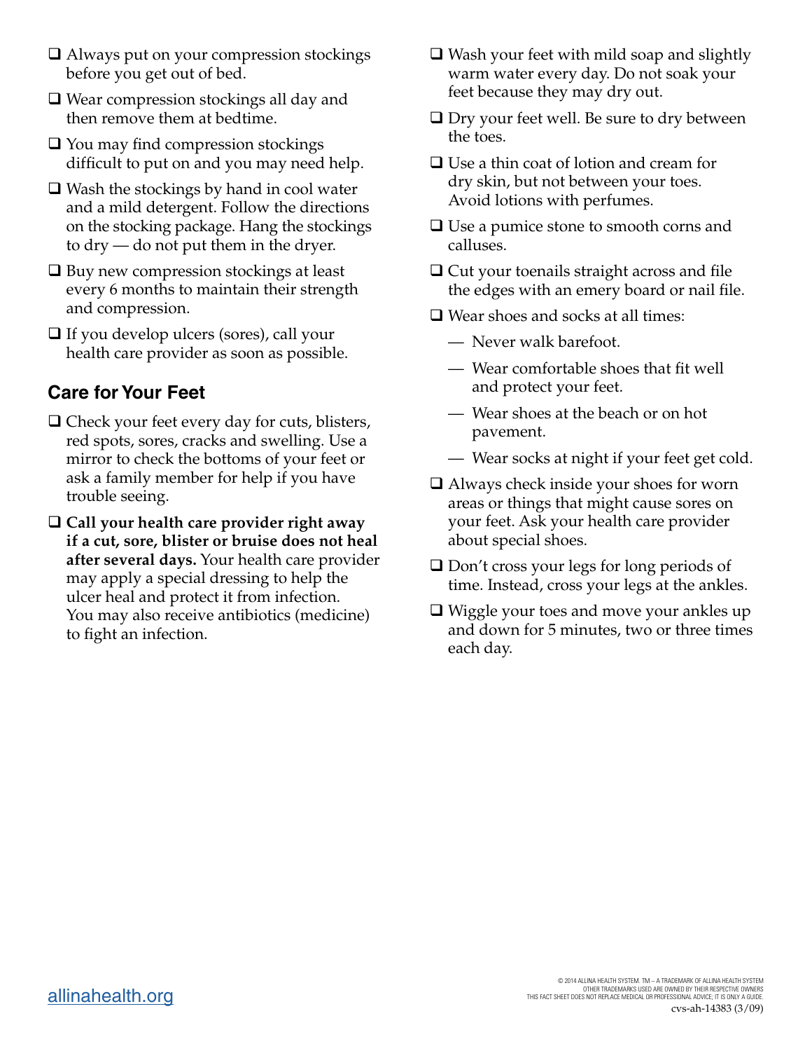- ❑ Always put on your compression stockings before you get out of bed.
- ❑ Wear compression stockings all day and then remove them at bedtime.
- ❑ You may find compression stockings difficult to put on and you may need help.
- ❑ Wash the stockings by hand in cool water and a mild detergent. Follow the directions on the stocking package. Hang the stockings to dry — do not put them in the dryer.
- ❑ Buy new compression stockings at least every 6 months to maintain their strength and compression.
- ❑ If you develop ulcers (sores), call your health care provider as soon as possible.

## Care for Your Feet

- ❑ Check your feet every day for cuts, blisters, red spots, sores, cracks and swelling. Use a mirror to check the bottoms of your feet or ask a family member for help if you have trouble seeing.
- ❑ **Call your health care provider right away if a cut, sore, blister or bruise does not heal after several days.** Your health care provider may apply a special dressing to help the ulcer heal and protect it from infection. You may also receive antibiotics (medicine) to fight an infection.
- ❑ Wash your feet with mild soap and slightly warm water every day. Do not soak your feet because they may dry out.
- ❑ Dry your feet well. Be sure to dry between the toes.
- ❑ Use a thin coat of lotion and cream for dry skin, but not between your toes. Avoid lotions with perfumes.
- ❑ Use a pumice stone to smooth corns and calluses.
- ❑ Cut your toenails straight across and file the edges with an emery board or nail file.
- ❑ Wear shoes and socks at all times:
  - — Never walk barefoot.
  - — Wear comfortable shoes that fit well and protect your feet.
  - — Wear shoes at the beach or on hot pavement.
  - — Wear socks at night if your feet get cold.
- ❑ Always check inside your shoes for worn areas or things that might cause sores on your feet. Ask your health care provider about special shoes.
- ❑ Don't cross your legs for long periods of time. Instead, cross your legs at the ankles.
- ❑ Wiggle your toes and move your ankles up and down for 5 minutes, two or three times each day.

allinahealth.org

© 2014 ALLINA HEALTH SYSTEM. TM – A TRADEMARK OF ALLINA HEALTH SYSTEM
OTHER TRADEMARKS USED ARE OWNED BY THEIR RESPECTIVE OWNERS
THIS FACT SHEET DOES NOT REPLACE MEDICAL OR PROFESSIONAL ADVICE; IT IS ONLY A GUIDE.
cvs-ah-14383 (3/09)